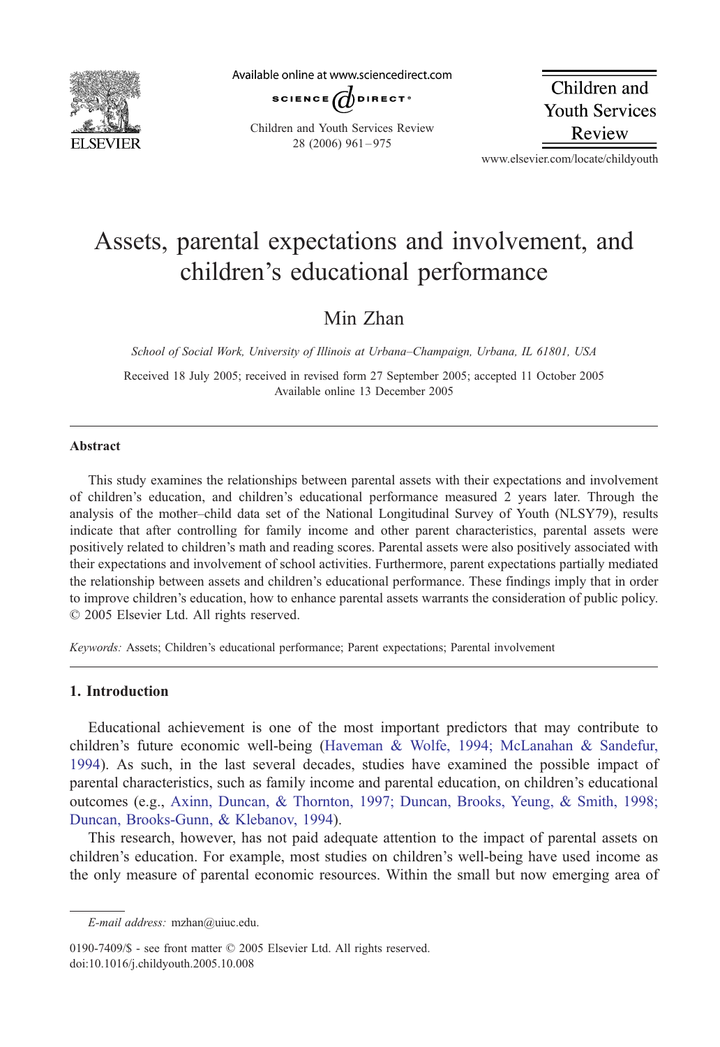# Assets, parental expectations and involvement, and children's educational performance

Min Zhan

*School of Social Work, University of Illinois at Urbana–Champaign, Urbana, IL 61801, USA*

Received 18 July 2005; received in revised form 27 September 2005; accepted 11 October 2005
Available online 13 December 2005

## Abstract

This study examines the relationships between parental assets with their expectations and involvement of children's education, and children's educational performance measured 2 years later. Through the analysis of the mother–child data set of the National Longitudinal Survey of Youth (NLSY79), results indicate that after controlling for family income and other parent characteristics, parental assets were positively related to children's math and reading scores. Parental assets were also positively associated with their expectations and involvement of school activities. Furthermore, parent expectations partially mediated the relationship between assets and children's educational performance. These findings imply that in order to improve children's education, how to enhance parental assets warrants the consideration of public policy.
© 2005 Elsevier Ltd. All rights reserved.

*Keywords:* Assets; Children's educational performance; Parent expectations; Parental involvement

## 1. Introduction

Educational achievement is one of the most important predictors that may contribute to children's future economic well-being (Haveman & Wolfe, 1994; McLanahan & Sandefur, 1994). As such, in the last several decades, studies have examined the possible impact of parental characteristics, such as family income and parental education, on children's educational outcomes (e.g., Axinn, Duncan, & Thornton, 1997; Duncan, Brooks, Yeung, & Smith, 1998; Duncan, Brooks-Gunn, & Klebanov, 1994).

This research, however, has not paid adequate attention to the impact of parental assets on children's education. For example, most studies on children's well-being have used income as the only measure of parental economic resources. Within the small but now emerging area of

*E-mail address:* mzhan@uiuc.edu.

0190-7409/$ - see front matter © 2005 Elsevier Ltd. All rights reserved.
doi:10.1016/j.childyouth.2005.10.008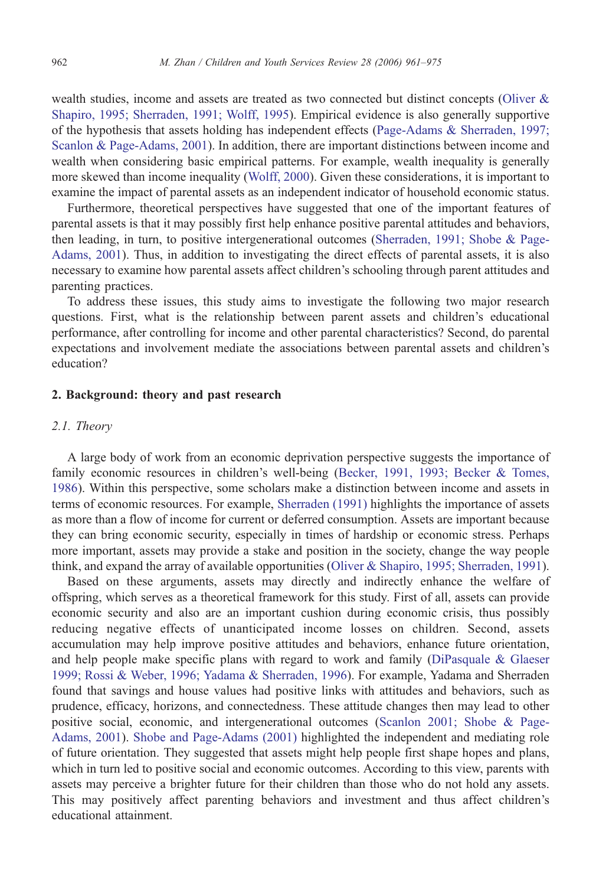wealth studies, income and assets are treated as two connected but distinct concepts (Oliver & Shapiro, 1995; Sherraden, 1991; Wolff, 1995). Empirical evidence is also generally supportive of the hypothesis that assets holding has independent effects (Page-Adams & Sherraden, 1997; Scanlon & Page-Adams, 2001). In addition, there are important distinctions between income and wealth when considering basic empirical patterns. For example, wealth inequality is generally more skewed than income inequality (Wolff, 2000). Given these considerations, it is important to examine the impact of parental assets as an independent indicator of household economic status.

Furthermore, theoretical perspectives have suggested that one of the important features of parental assets is that it may possibly first help enhance positive parental attitudes and behaviors, then leading, in turn, to positive intergenerational outcomes (Sherraden, 1991; Shobe & Page-Adams, 2001). Thus, in addition to investigating the direct effects of parental assets, it is also necessary to examine how parental assets affect children's schooling through parent attitudes and parenting practices.

To address these issues, this study aims to investigate the following two major research questions. First, what is the relationship between parent assets and children's educational performance, after controlling for income and other parental characteristics? Second, do parental expectations and involvement mediate the associations between parental assets and children's education?

## 2. Background: theory and past research

### 2.1. Theory

A large body of work from an economic deprivation perspective suggests the importance of family economic resources in children's well-being (Becker, 1991, 1993; Becker & Tomes, 1986). Within this perspective, some scholars make a distinction between income and assets in terms of economic resources. For example, Sherraden (1991) highlights the importance of assets as more than a flow of income for current or deferred consumption. Assets are important because they can bring economic security, especially in times of hardship or economic stress. Perhaps more important, assets may provide a stake and position in the society, change the way people think, and expand the array of available opportunities (Oliver & Shapiro, 1995; Sherraden, 1991).

Based on these arguments, assets may directly and indirectly enhance the welfare of offspring, which serves as a theoretical framework for this study. First of all, assets can provide economic security and also are an important cushion during economic crisis, thus possibly reducing negative effects of unanticipated income losses on children. Second, assets accumulation may help improve positive attitudes and behaviors, enhance future orientation, and help people make specific plans with regard to work and family (DiPasquale & Glaeser 1999; Rossi & Weber, 1996; Yadama & Sherraden, 1996). For example, Yadama and Sherraden found that savings and house values had positive links with attitudes and behaviors, such as prudence, efficacy, horizons, and connectedness. These attitude changes then may lead to other positive social, economic, and intergenerational outcomes (Scanlon 2001; Shobe & Page-Adams, 2001). Shobe and Page-Adams (2001) highlighted the independent and mediating role of future orientation. They suggested that assets might help people first shape hopes and plans, which in turn led to positive social and economic outcomes. According to this view, parents with assets may perceive a brighter future for their children than those who do not hold any assets. This may positively affect parenting behaviors and investment and thus affect children's educational attainment.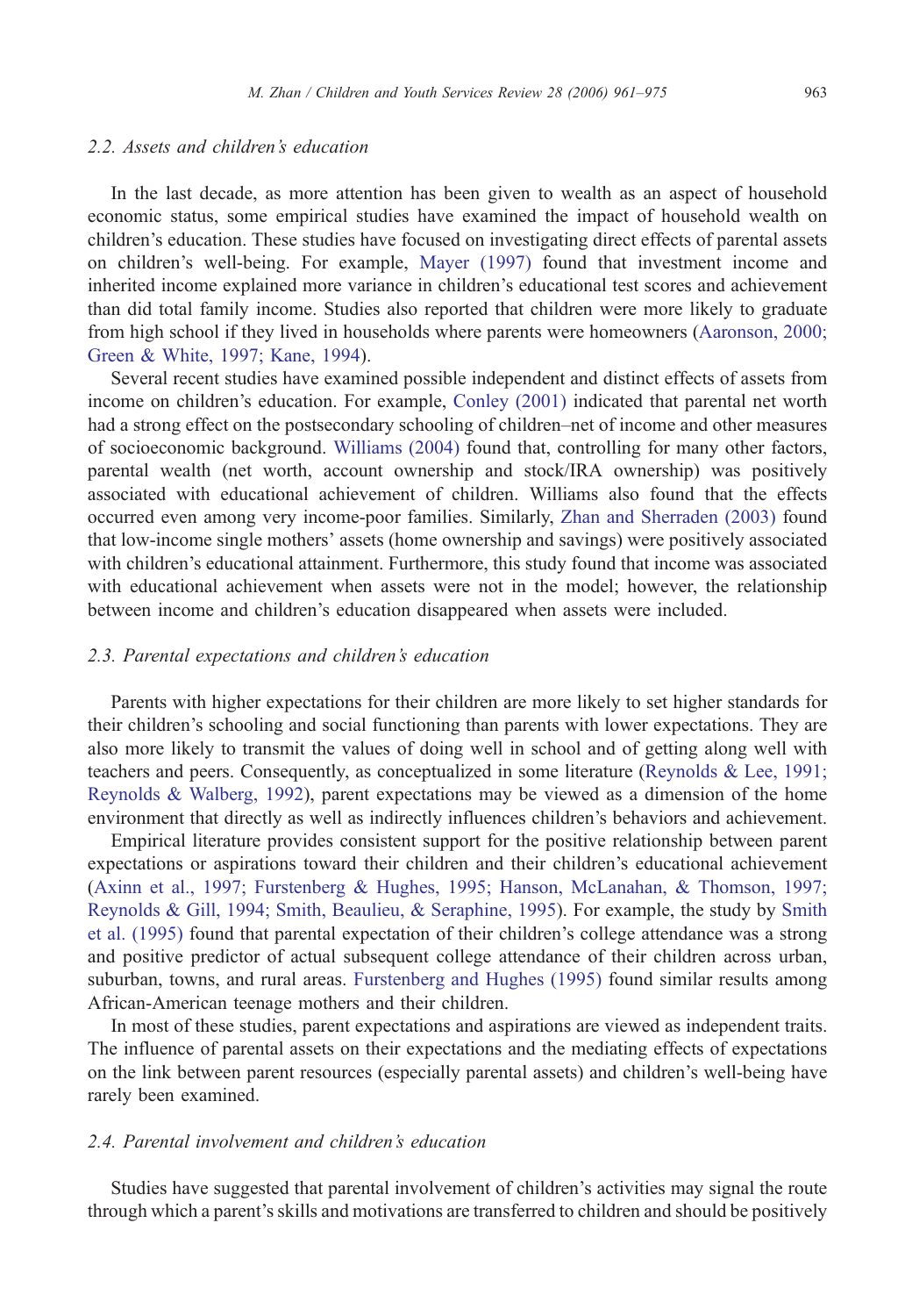### 2.2. Assets and children's education

In the last decade, as more attention has been given to wealth as an aspect of household economic status, some empirical studies have examined the impact of household wealth on children's education. These studies have focused on investigating direct effects of parental assets on children's well-being. For example, Mayer (1997) found that investment income and inherited income explained more variance in children's educational test scores and achievement than did total family income. Studies also reported that children were more likely to graduate from high school if they lived in households where parents were homeowners (Aaronson, 2000; Green & White, 1997; Kane, 1994).

Several recent studies have examined possible independent and distinct effects of assets from income on children's education. For example, Conley (2001) indicated that parental net worth had a strong effect on the postsecondary schooling of children–net of income and other measures of socioeconomic background. Williams (2004) found that, controlling for many other factors, parental wealth (net worth, account ownership and stock/IRA ownership) was positively associated with educational achievement of children. Williams also found that the effects occurred even among very income-poor families. Similarly, Zhan and Sherraden (2003) found that low-income single mothers' assets (home ownership and savings) were positively associated with children's educational attainment. Furthermore, this study found that income was associated with educational achievement when assets were not in the model; however, the relationship between income and children's education disappeared when assets were included.

### 2.3. Parental expectations and children's education

Parents with higher expectations for their children are more likely to set higher standards for their children's schooling and social functioning than parents with lower expectations. They are also more likely to transmit the values of doing well in school and of getting along well with teachers and peers. Consequently, as conceptualized in some literature (Reynolds & Lee, 1991; Reynolds & Walberg, 1992), parent expectations may be viewed as a dimension of the home environment that directly as well as indirectly influences children's behaviors and achievement.

Empirical literature provides consistent support for the positive relationship between parent expectations or aspirations toward their children and their children's educational achievement (Axinn et al., 1997; Furstenberg & Hughes, 1995; Hanson, McLanahan, & Thomson, 1997; Reynolds & Gill, 1994; Smith, Beaulieu, & Seraphine, 1995). For example, the study by Smith et al. (1995) found that parental expectation of their children's college attendance was a strong and positive predictor of actual subsequent college attendance of their children across urban, suburban, towns, and rural areas. Furstenberg and Hughes (1995) found similar results among African-American teenage mothers and their children.

In most of these studies, parent expectations and aspirations are viewed as independent traits. The influence of parental assets on their expectations and the mediating effects of expectations on the link between parent resources (especially parental assets) and children's well-being have rarely been examined.

### 2.4. Parental involvement and children's education

Studies have suggested that parental involvement of children's activities may signal the route through which a parent's skills and motivations are transferred to children and should be positively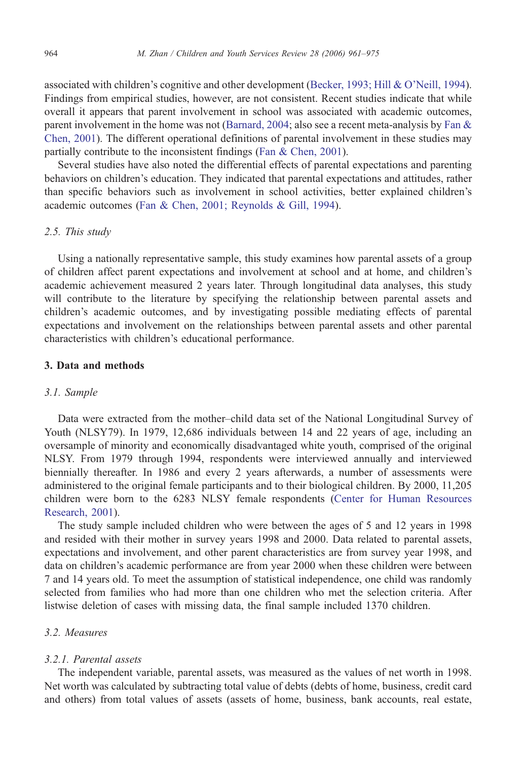associated with children's cognitive and other development (Becker, 1993; Hill & O'Neill, 1994). Findings from empirical studies, however, are not consistent. Recent studies indicate that while overall it appears that parent involvement in school was associated with academic outcomes, parent involvement in the home was not (Barnard, 2004; also see a recent meta-analysis by Fan & Chen, 2001). The different operational definitions of parental involvement in these studies may partially contribute to the inconsistent findings (Fan & Chen, 2001).

Several studies have also noted the differential effects of parental expectations and parenting behaviors on children's education. They indicated that parental expectations and attitudes, rather than specific behaviors such as involvement in school activities, better explained children's academic outcomes (Fan & Chen, 2001; Reynolds & Gill, 1994).

### 2.5. This study

Using a nationally representative sample, this study examines how parental assets of a group of children affect parent expectations and involvement at school and at home, and children's academic achievement measured 2 years later. Through longitudinal data analyses, this study will contribute to the literature by specifying the relationship between parental assets and children's academic outcomes, and by investigating possible mediating effects of parental expectations and involvement on the relationships between parental assets and other parental characteristics with children's educational performance.

## 3. Data and methods

### 3.1. Sample

Data were extracted from the mother–child data set of the National Longitudinal Survey of Youth (NLSY79). In 1979, 12,686 individuals between 14 and 22 years of age, including an oversample of minority and economically disadvantaged white youth, comprised of the original NLSY. From 1979 through 1994, respondents were interviewed annually and interviewed biennially thereafter. In 1986 and every 2 years afterwards, a number of assessments were administered to the original female participants and to their biological children. By 2000, 11,205 children were born to the 6283 NLSY female respondents (Center for Human Resources Research, 2001).

The study sample included children who were between the ages of 5 and 12 years in 1998 and resided with their mother in survey years 1998 and 2000. Data related to parental assets, expectations and involvement, and other parent characteristics are from survey year 1998, and data on children's academic performance are from year 2000 when these children were between 7 and 14 years old. To meet the assumption of statistical independence, one child was randomly selected from families who had more than one children who met the selection criteria. After listwise deletion of cases with missing data, the final sample included 1370 children.

### 3.2. Measures

#### 3.2.1. Parental assets

The independent variable, parental assets, was measured as the values of net worth in 1998. Net worth was calculated by subtracting total value of debts (debts of home, business, credit card and others) from total values of assets (assets of home, business, bank accounts, real estate,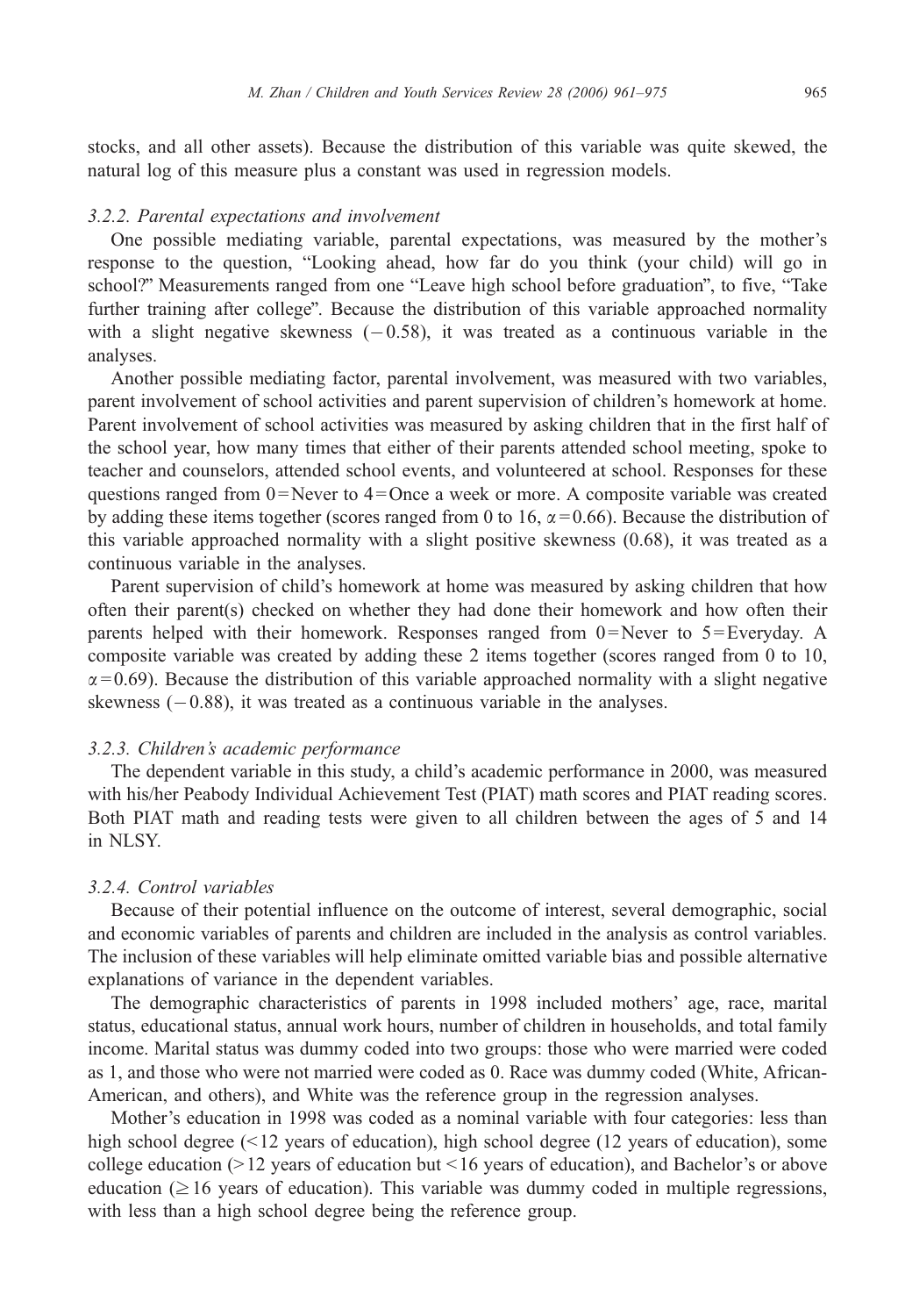stocks, and all other assets). Because the distribution of this variable was quite skewed, the natural log of this measure plus a constant was used in regression models.

#### *3.2.2. Parental expectations and involvement*

One possible mediating variable, parental expectations, was measured by the mother's response to the question, "Looking ahead, how far do you think (your child) will go in school?" Measurements ranged from one "Leave high school before graduation", to five, "Take further training after college". Because the distribution of this variable approached normality with a slight negative skewness ($-0.58$), it was treated as a continuous variable in the analyses.

Another possible mediating factor, parental involvement, was measured with two variables, parent involvement of school activities and parent supervision of children's homework at home. Parent involvement of school activities was measured by asking children that in the first half of the school year, how many times that either of their parents attended school meeting, spoke to teacher and counselors, attended school events, and volunteered at school. Responses for these questions ranged from 0 = Never to 4 = Once a week or more. A composite variable was created by adding these items together (scores ranged from 0 to 16, $\alpha = 0.66$). Because the distribution of this variable approached normality with a slight positive skewness (0.68), it was treated as a continuous variable in the analyses.

Parent supervision of child's homework at home was measured by asking children that how often their parent(s) checked on whether they had done their homework and how often their parents helped with their homework. Responses ranged from 0 = Never to 5 = Everyday. A composite variable was created by adding these 2 items together (scores ranged from 0 to 10, $\alpha = 0.69$). Because the distribution of this variable approached normality with a slight negative skewness ($-0.88$), it was treated as a continuous variable in the analyses.

#### *3.2.3. Children's academic performance*

The dependent variable in this study, a child's academic performance in 2000, was measured with his/her Peabody Individual Achievement Test (PIAT) math scores and PIAT reading scores. Both PIAT math and reading tests were given to all children between the ages of 5 and 14 in NLSY.

#### *3.2.4. Control variables*

Because of their potential influence on the outcome of interest, several demographic, social and economic variables of parents and children are included in the analysis as control variables. The inclusion of these variables will help eliminate omitted variable bias and possible alternative explanations of variance in the dependent variables.

The demographic characteristics of parents in 1998 included mothers' age, race, marital status, educational status, annual work hours, number of children in households, and total family income. Marital status was dummy coded into two groups: those who were married were coded as 1, and those who were not married were coded as 0. Race was dummy coded (White, African-American, and others), and White was the reference group in the regression analyses.

Mother's education in 1998 was coded as a nominal variable with four categories: less than high school degree (<12 years of education), high school degree (12 years of education), some college education (>12 years of education but <16 years of education), and Bachelor's or above education ($\geq 16$ years of education). This variable was dummy coded in multiple regressions, with less than a high school degree being the reference group.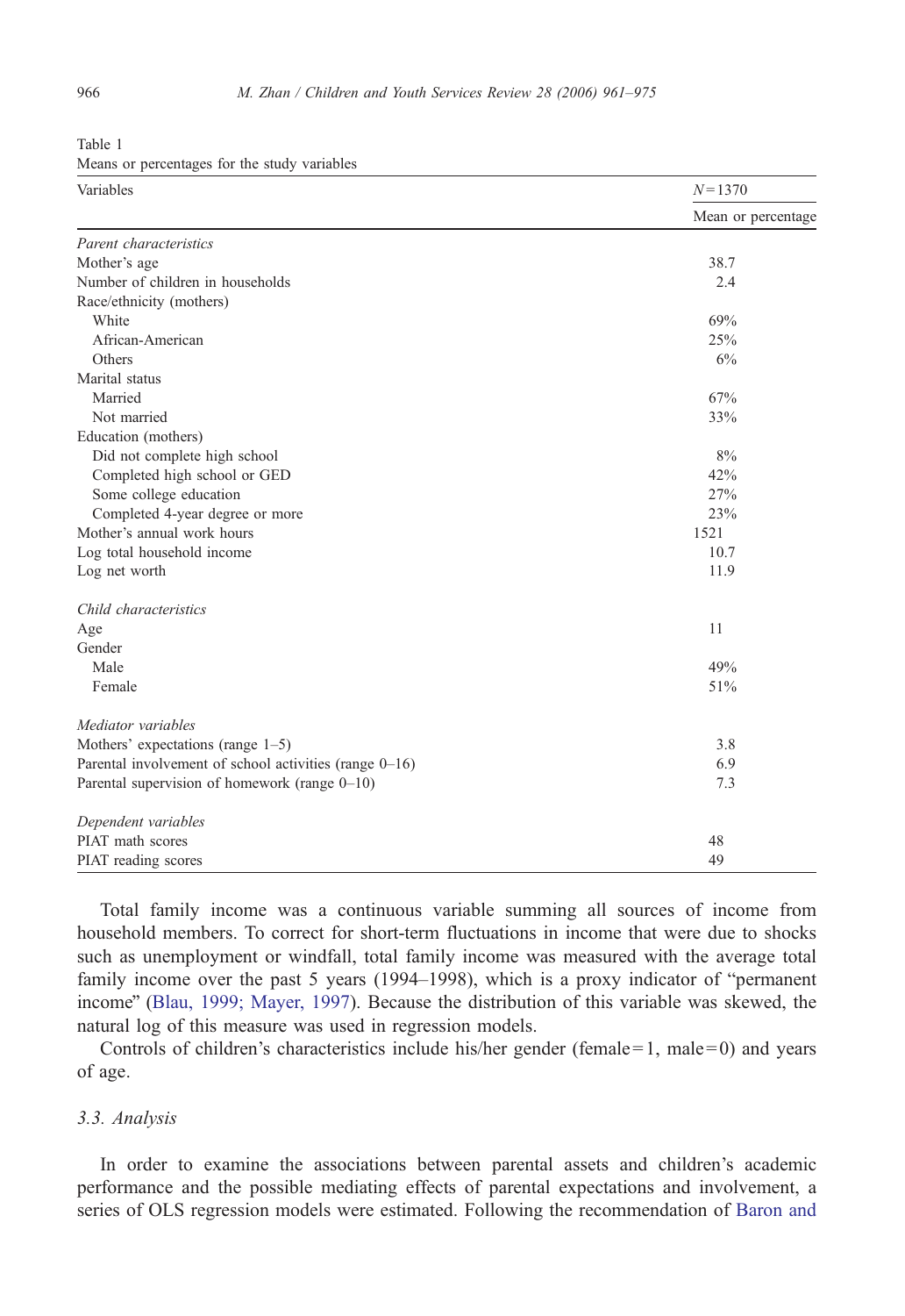Table 1

Means or percentages for the study variables

| Variables | $N=1370$ |
|---|---|
| | Mean or percentage |
| *Parent characteristics* | |
| Mother's age | 38.7 |
| Number of children in households | 2.4 |
| Race/ethnicity (mothers) | |
| White | 69% |
| African-American | 25% |
| Others | 6% |
| Marital status | |
| Married | 67% |
| Not married | 33% |
| Education (mothers) | |
| Did not complete high school | 8% |
| Completed high school or GED | 42% |
| Some college education | 27% |
| Completed 4-year degree or more | 23% |
| Mother's annual work hours | 1521 |
| Log total household income | 10.7 |
| Log net worth | 11.9 |
| *Child characteristics* | |
| Age | 11 |
| Gender | |
| Male | 49% |
| Female | 51% |
| *Mediator variables* | |
| Mothers' expectations (range 1–5) | 3.8 |
| Parental involvement of school activities (range 0–16) | 6.9 |
| Parental supervision of homework (range 0–10) | 7.3 |
| *Dependent variables* | |
| PIAT math scores | 48 |
| PIAT reading scores | 49 |

Total family income was a continuous variable summing all sources of income from household members. To correct for short-term fluctuations in income that were due to shocks such as unemployment or windfall, total family income was measured with the average total family income over the past 5 years (1994–1998), which is a proxy indicator of "permanent income" (Blau, 1999; Mayer, 1997). Because the distribution of this variable was skewed, the natural log of this measure was used in regression models.

Controls of children's characteristics include his/her gender (female = 1, male = 0) and years of age.

### 3.3. Analysis

In order to examine the associations between parental assets and children's academic performance and the possible mediating effects of parental expectations and involvement, a series of OLS regression models were estimated. Following the recommendation of Baron and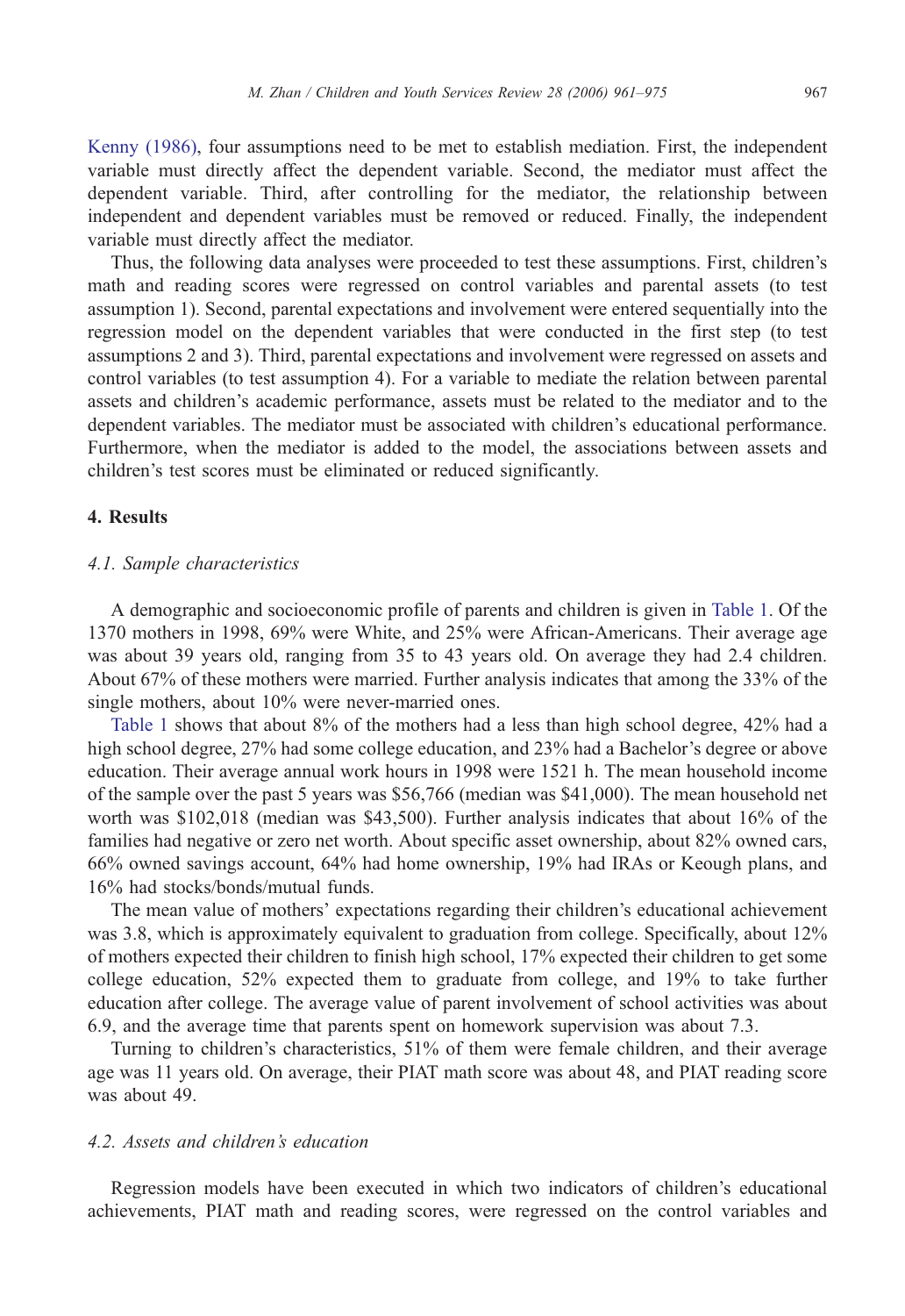Kenny (1986), four assumptions need to be met to establish mediation. First, the independent variable must directly affect the dependent variable. Second, the mediator must affect the dependent variable. Third, after controlling for the mediator, the relationship between independent and dependent variables must be removed or reduced. Finally, the independent variable must directly affect the mediator.

Thus, the following data analyses were proceeded to test these assumptions. First, children's math and reading scores were regressed on control variables and parental assets (to test assumption 1). Second, parental expectations and involvement were entered sequentially into the regression model on the dependent variables that were conducted in the first step (to test assumptions 2 and 3). Third, parental expectations and involvement were regressed on assets and control variables (to test assumption 4). For a variable to mediate the relation between parental assets and children's academic performance, assets must be related to the mediator and to the dependent variables. The mediator must be associated with children's educational performance. Furthermore, when the mediator is added to the model, the associations between assets and children's test scores must be eliminated or reduced significantly.

## 4. Results

### 4.1. Sample characteristics

A demographic and socioeconomic profile of parents and children is given in Table 1. Of the 1370 mothers in 1998, 69% were White, and 25% were African-Americans. Their average age was about 39 years old, ranging from 35 to 43 years old. On average they had 2.4 children. About 67% of these mothers were married. Further analysis indicates that among the 33% of the single mothers, about 10% were never-married ones.

Table 1 shows that about 8% of the mothers had a less than high school degree, 42% had a high school degree, 27% had some college education, and 23% had a Bachelor's degree or above education. Their average annual work hours in 1998 were 1521 h. The mean household income of the sample over the past 5 years was $56,766 (median was $41,000). The mean household net worth was $102,018 (median was $43,500). Further analysis indicates that about 16% of the families had negative or zero net worth. About specific asset ownership, about 82% owned cars, 66% owned savings account, 64% had home ownership, 19% had IRAs or Keough plans, and 16% had stocks/bonds/mutual funds.

The mean value of mothers' expectations regarding their children's educational achievement was 3.8, which is approximately equivalent to graduation from college. Specifically, about 12% of mothers expected their children to finish high school, 17% expected their children to get some college education, 52% expected them to graduate from college, and 19% to take further education after college. The average value of parent involvement of school activities was about 6.9, and the average time that parents spent on homework supervision was about 7.3.

Turning to children's characteristics, 51% of them were female children, and their average age was 11 years old. On average, their PIAT math score was about 48, and PIAT reading score was about 49.

### 4.2. Assets and children's education

Regression models have been executed in which two indicators of children's educational achievements, PIAT math and reading scores, were regressed on the control variables and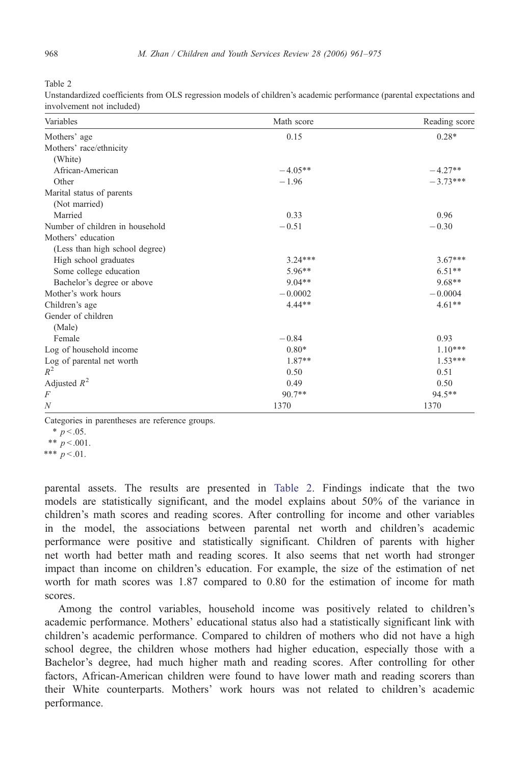Table 2

Unstandardized coefficients from OLS regression models of children's academic performance (parental expectations and involvement not included)

| Variables | Math score | Reading score |
|---|---|---|
| Mothers' age | 0.15 | 0.28* |
| Mothers' race/ethnicity | | |
| (White) | | |
| African-American | −4.05** | −4.27** |
| Other | −1.96 | −3.73*** |
| Marital status of parents | | |
| (Not married) | | |
| Married | 0.33 | 0.96 |
| Number of children in household | −0.51 | −0.30 |
| Mothers' education | | |
| (Less than high school degree) | | |
| High school graduates | 3.24*** | 3.67*** |
| Some college education | 5.96** | 6.51** |
| Bachelor's degree or above | 9.04** | 9.68** |
| Mother's work hours | −0.0002 | −0.0004 |
| Children's age | 4.44** | 4.61** |
| Gender of children | | |
| (Male) | | |
| Female | −0.84 | 0.93 |
| Log of household income | 0.80* | 1.10*** |
| Log of parental net worth | 1.87** | 1.53*** |
| $R^2$ | 0.50 | 0.51 |
| Adjusted $R^2$ | 0.49 | 0.50 |
| $F$ | 90.7** | 94.5** |
| $N$ | 1370 | 1370 |

Categories in parentheses are reference groups.

\* $p < .05$.

\*\* $p < .001$.

\*\*\* $p < .01$.

parental assets. The results are presented in Table 2. Findings indicate that the two models are statistically significant, and the model explains about 50% of the variance in children's math scores and reading scores. After controlling for income and other variables in the model, the associations between parental net worth and children's academic performance were positive and statistically significant. Children of parents with higher net worth had better math and reading scores. It also seems that net worth had stronger impact than income on children's education. For example, the size of the estimation of net worth for math scores was 1.87 compared to 0.80 for the estimation of income for math scores.

Among the control variables, household income was positively related to children's academic performance. Mothers' educational status also had a statistically significant link with children's academic performance. Compared to children of mothers who did not have a high school degree, the children whose mothers had higher education, especially those with a Bachelor's degree, had much higher math and reading scores. After controlling for other factors, African-American children were found to have lower math and reading scorers than their White counterparts. Mothers' work hours was not related to children's academic performance.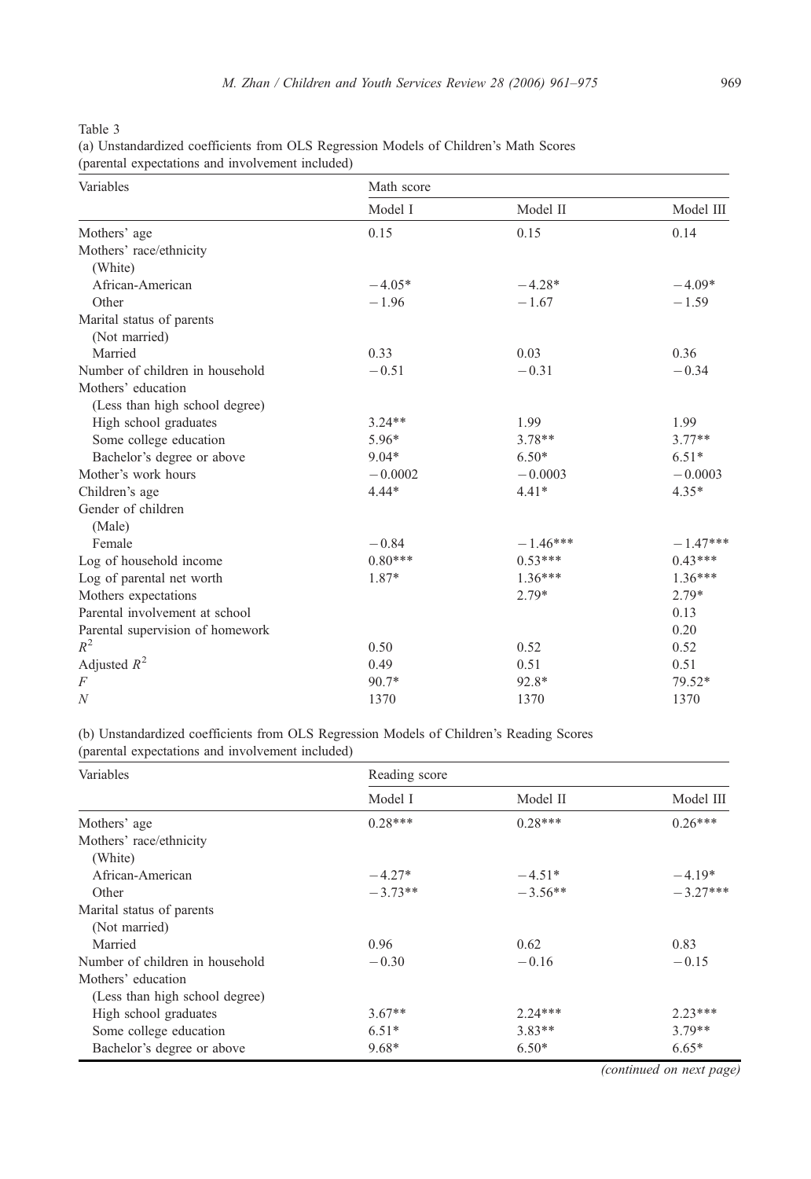Table 3

(a) Unstandardized coefficients from OLS Regression Models of Children's Math Scores (parental expectations and involvement included)

| Variables | Math score | | |
|---|---|---|---|
| | Model I | Model II | Model III |
| Mothers' age | 0.15 | 0.15 | 0.14 |
| Mothers' race/ethnicity | | | |
| (White) | | | |
| African-American | −4.05* | −4.28* | −4.09* |
| Other | −1.96 | −1.67 | −1.59 |
| Marital status of parents | | | |
| (Not married) | | | |
| Married | 0.33 | 0.03 | 0.36 |
| Number of children in household | −0.51 | −0.31 | −0.34 |
| Mothers' education | | | |
| (Less than high school degree) | | | |
| High school graduates | 3.24** | 1.99 | 1.99 |
| Some college education | 5.96* | 3.78** | 3.77** |
| Bachelor's degree or above | 9.04* | 6.50* | 6.51* |
| Mother's work hours | −0.0002 | −0.0003 | −0.0003 |
| Children's age | 4.44* | 4.41* | 4.35* |
| Gender of children | | | |
| (Male) | | | |
| Female | −0.84 | −1.46*** | −1.47*** |
| Log of household income | 0.80*** | 0.53*** | 0.43*** |
| Log of parental net worth | 1.87* | 1.36*** | 1.36*** |
| Mothers expectations | | 2.79* | 2.79* |
| Parental involvement at school | | | 0.13 |
| Parental supervision of homework | | | 0.20 |
| $R^2$ | 0.50 | 0.52 | 0.52 |
| Adjusted $R^2$ | 0.49 | 0.51 | 0.51 |
| $F$ | 90.7* | 92.8* | 79.52* |
| $N$ | 1370 | 1370 | 1370 |

(b) Unstandardized coefficients from OLS Regression Models of Children's Reading Scores (parental expectations and involvement included)

| Variables | Reading score | | |
|---|---|---|---|
| | Model I | Model II | Model III |
| Mothers' age | 0.28*** | 0.28*** | 0.26*** |
| Mothers' race/ethnicity | | | |
| (White) | | | |
| African-American | −4.27* | −4.51* | −4.19* |
| Other | −3.73** | −3.56** | −3.27*** |
| Marital status of parents | | | |
| (Not married) | | | |
| Married | 0.96 | 0.62 | 0.83 |
| Number of children in household | −0.30 | −0.16 | −0.15 |
| Mothers' education | | | |
| (Less than high school degree) | | | |
| High school graduates | 3.67** | 2.24*** | 2.23*** |
| Some college education | 6.51* | 3.83** | 3.79** |
| Bachelor's degree or above | 9.68* | 6.50* | 6.65* |

*(continued on next page)*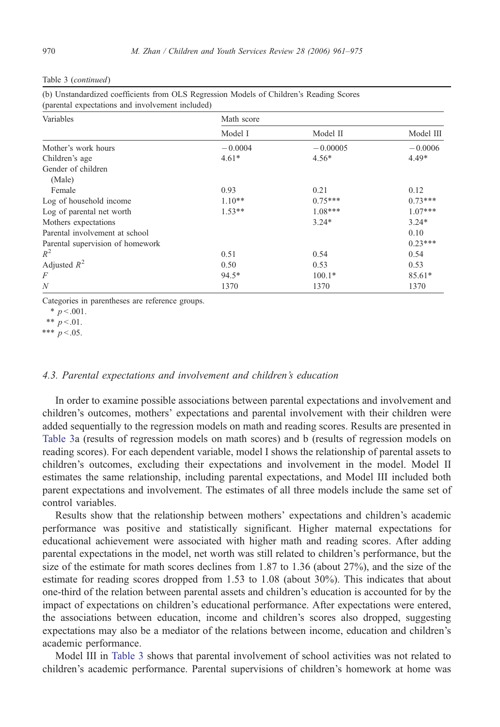Table 3 (*continued*)

(b) Unstandardized coefficients from OLS Regression Models of Children's Reading Scores (parental expectations and involvement included)

| Variables | Math score | | |
|---|---|---|---|
| | Model I | Model II | Model III |
| Mother's work hours | −0.0004 | −0.00005 | −0.0006 |
| Children's age | 4.61* | 4.56* | 4.49* |
| Gender of children | | | |
| (Male) | | | |
| Female | 0.93 | 0.21 | 0.12 |
| Log of household income | 1.10** | 0.75*** | 0.73*** |
| Log of parental net worth | 1.53** | 1.08*** | 1.07*** |
| Mothers expectations | | 3.24* | 3.24* |
| Parental involvement at school | | | 0.10 |
| Parental supervision of homework | | | 0.23*** |
| $R^2$ | 0.51 | 0.54 | 0.54 |
| Adjusted $R^2$ | 0.50 | 0.53 | 0.53 |
| $F$ | 94.5* | 100.1* | 85.61* |
| $N$ | 1370 | 1370 | 1370 |

Categories in parentheses are reference groups.

\* $p<.001$.

\*\* $p<.01$.

\*\*\* $p<.05$.

### 4.3. Parental expectations and involvement and children's education

In order to examine possible associations between parental expectations and involvement and children's outcomes, mothers' expectations and parental involvement with their children were added sequentially to the regression models on math and reading scores. Results are presented in Table 3a (results of regression models on math scores) and b (results of regression models on reading scores). For each dependent variable, model I shows the relationship of parental assets to children's outcomes, excluding their expectations and involvement in the model. Model II estimates the same relationship, including parental expectations, and Model III included both parent expectations and involvement. The estimates of all three models include the same set of control variables.

Results show that the relationship between mothers' expectations and children's academic performance was positive and statistically significant. Higher maternal expectations for educational achievement were associated with higher math and reading scores. After adding parental expectations in the model, net worth was still related to children's performance, but the size of the estimate for math scores declines from 1.87 to 1.36 (about 27%), and the size of the estimate for reading scores dropped from 1.53 to 1.08 (about 30%). This indicates that about one-third of the relation between parental assets and children's education is accounted for by the impact of expectations on children's educational performance. After expectations were entered, the associations between education, income and children's scores also dropped, suggesting expectations may also be a mediator of the relations between income, education and children's academic performance.

Model III in Table 3 shows that parental involvement of school activities was not related to children's academic performance. Parental supervisions of children's homework at home was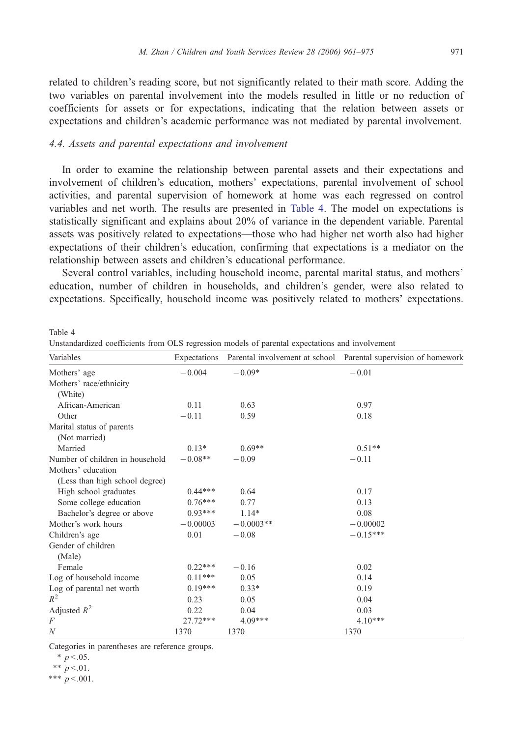related to children's reading score, but not significantly related to their math score. Adding the two variables on parental involvement into the models resulted in little or no reduction of coefficients for assets or for expectations, indicating that the relation between assets or expectations and children's academic performance was not mediated by parental involvement.

### 4.4. Assets and parental expectations and involvement

In order to examine the relationship between parental assets and their expectations and involvement of children's education, mothers' expectations, parental involvement of school activities, and parental supervision of homework at home was each regressed on control variables and net worth. The results are presented in Table 4. The model on expectations is statistically significant and explains about 20% of variance in the dependent variable. Parental assets was positively related to expectations—those who had higher net worth also had higher expectations of their children's education, confirming that expectations is a mediator on the relationship between assets and children's educational performance.

Several control variables, including household income, parental marital status, and mothers' education, number of children in households, and children's gender, were also related to expectations. Specifically, household income was positively related to mothers' expectations.

Table 4
Unstandardized coefficients from OLS regression models of parental expectations and involvement

| Variables | Expectations | Parental involvement at school | Parental supervision of homework |
|---|---|---|---|
| Mothers' age | −0.004 | −0.09* | −0.01 |
| Mothers' race/ethnicity | | | |
| (White) | | | |
| African-American | 0.11 | 0.63 | 0.97 |
| Other | −0.11 | 0.59 | 0.18 |
| Marital status of parents | | | |
| (Not married) | | | |
| Married | 0.13* | 0.69** | 0.51** |
| Number of children in household | −0.08** | −0.09 | −0.11 |
| Mothers' education | | | |
| (Less than high school degree) | | | |
| High school graduates | 0.44*** | 0.64 | 0.17 |
| Some college education | 0.76*** | 0.77 | 0.13 |
| Bachelor's degree or above | 0.93*** | 1.14* | 0.08 |
| Mother's work hours | −0.00003 | −0.0003** | −0.00002 |
| Children's age | 0.01 | −0.08 | −0.15*** |
| Gender of children | | | |
| (Male) | | | |
| Female | 0.22*** | −0.16 | 0.02 |
| Log of household income | 0.11*** | 0.05 | 0.14 |
| Log of parental net worth | 0.19*** | 0.33* | 0.19 |
| $R^2$ | 0.23 | 0.05 | 0.04 |
| Adjusted $R^2$ | 0.22 | 0.04 | 0.03 |
| $F$ | 27.72*** | 4.09*** | 4.10*** |
| $N$ | 1370 | 1370 | 1370 |

Categories in parentheses are reference groups.

\* $p<.05$.

\** $p<.01$.

\*** $p<.001$.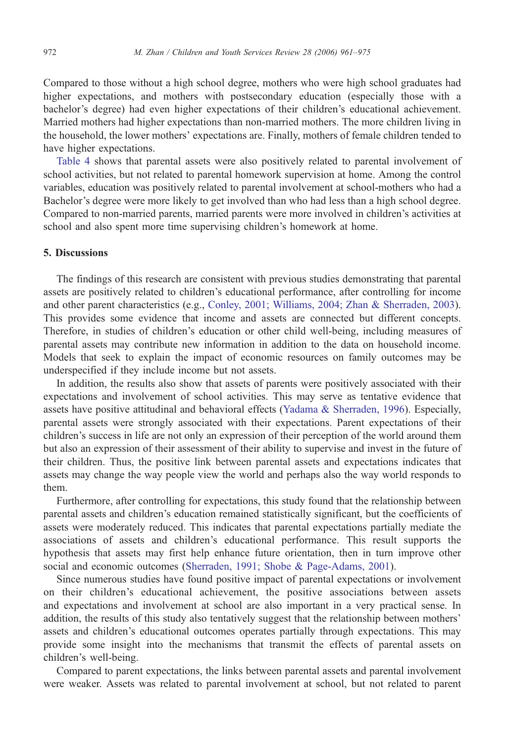Compared to those without a high school degree, mothers who were high school graduates had higher expectations, and mothers with postsecondary education (especially those with a bachelor's degree) had even higher expectations of their children's educational achievement. Married mothers had higher expectations than non-married mothers. The more children living in the household, the lower mothers' expectations are. Finally, mothers of female children tended to have higher expectations.

Table 4 shows that parental assets were also positively related to parental involvement of school activities, but not related to parental homework supervision at home. Among the control variables, education was positively related to parental involvement at school-mothers who had a Bachelor's degree were more likely to get involved than who had less than a high school degree. Compared to non-married parents, married parents were more involved in children's activities at school and also spent more time supervising children's homework at home.

## 5. Discussions

The findings of this research are consistent with previous studies demonstrating that parental assets are positively related to children's educational performance, after controlling for income and other parent characteristics (e.g., Conley, 2001; Williams, 2004; Zhan & Sherraden, 2003). This provides some evidence that income and assets are connected but different concepts. Therefore, in studies of children's education or other child well-being, including measures of parental assets may contribute new information in addition to the data on household income. Models that seek to explain the impact of economic resources on family outcomes may be underspecified if they include income but not assets.

In addition, the results also show that assets of parents were positively associated with their expectations and involvement of school activities. This may serve as tentative evidence that assets have positive attitudinal and behavioral effects (Yadama & Sherraden, 1996). Especially, parental assets were strongly associated with their expectations. Parent expectations of their children's success in life are not only an expression of their perception of the world around them but also an expression of their assessment of their ability to supervise and invest in the future of their children. Thus, the positive link between parental assets and expectations indicates that assets may change the way people view the world and perhaps also the way world responds to them.

Furthermore, after controlling for expectations, this study found that the relationship between parental assets and children's education remained statistically significant, but the coefficients of assets were moderately reduced. This indicates that parental expectations partially mediate the associations of assets and children's educational performance. This result supports the hypothesis that assets may first help enhance future orientation, then in turn improve other social and economic outcomes (Sherraden, 1991; Shobe & Page-Adams, 2001).

Since numerous studies have found positive impact of parental expectations or involvement on their children's educational achievement, the positive associations between assets and expectations and involvement at school are also important in a very practical sense. In addition, the results of this study also tentatively suggest that the relationship between mothers' assets and children's educational outcomes operates partially through expectations. This may provide some insight into the mechanisms that transmit the effects of parental assets on children's well-being.

Compared to parent expectations, the links between parental assets and parental involvement were weaker. Assets was related to parental involvement at school, but not related to parent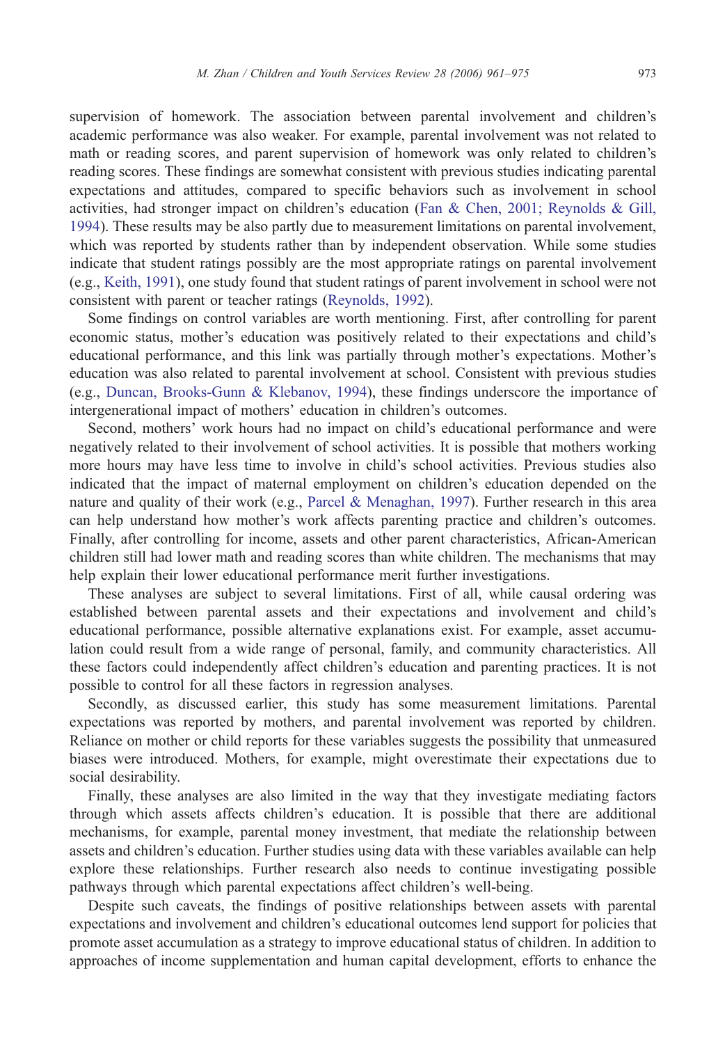supervision of homework. The association between parental involvement and children's academic performance was also weaker. For example, parental involvement was not related to math or reading scores, and parent supervision of homework was only related to children's reading scores. These findings are somewhat consistent with previous studies indicating parental expectations and attitudes, compared to specific behaviors such as involvement in school activities, had stronger impact on children's education (Fan & Chen, 2001; Reynolds & Gill, 1994). These results may be also partly due to measurement limitations on parental involvement, which was reported by students rather than by independent observation. While some studies indicate that student ratings possibly are the most appropriate ratings on parental involvement (e.g., Keith, 1991), one study found that student ratings of parent involvement in school were not consistent with parent or teacher ratings (Reynolds, 1992).

Some findings on control variables are worth mentioning. First, after controlling for parent economic status, mother's education was positively related to their expectations and child's educational performance, and this link was partially through mother's expectations. Mother's education was also related to parental involvement at school. Consistent with previous studies (e.g., Duncan, Brooks-Gunn & Klebanov, 1994), these findings underscore the importance of intergenerational impact of mothers' education in children's outcomes.

Second, mothers' work hours had no impact on child's educational performance and were negatively related to their involvement of school activities. It is possible that mothers working more hours may have less time to involve in child's school activities. Previous studies also indicated that the impact of maternal employment on children's education depended on the nature and quality of their work (e.g., Parcel & Menaghan, 1997). Further research in this area can help understand how mother's work affects parenting practice and children's outcomes. Finally, after controlling for income, assets and other parent characteristics, African-American children still had lower math and reading scores than white children. The mechanisms that may help explain their lower educational performance merit further investigations.

These analyses are subject to several limitations. First of all, while causal ordering was established between parental assets and their expectations and involvement and child's educational performance, possible alternative explanations exist. For example, asset accumulation could result from a wide range of personal, family, and community characteristics. All these factors could independently affect children's education and parenting practices. It is not possible to control for all these factors in regression analyses.

Secondly, as discussed earlier, this study has some measurement limitations. Parental expectations was reported by mothers, and parental involvement was reported by children. Reliance on mother or child reports for these variables suggests the possibility that unmeasured biases were introduced. Mothers, for example, might overestimate their expectations due to social desirability.

Finally, these analyses are also limited in the way that they investigate mediating factors through which assets affects children's education. It is possible that there are additional mechanisms, for example, parental money investment, that mediate the relationship between assets and children's education. Further studies using data with these variables available can help explore these relationships. Further research also needs to continue investigating possible pathways through which parental expectations affect children's well-being.

Despite such caveats, the findings of positive relationships between assets with parental expectations and involvement and children's educational outcomes lend support for policies that promote asset accumulation as a strategy to improve educational status of children. In addition to approaches of income supplementation and human capital development, efforts to enhance the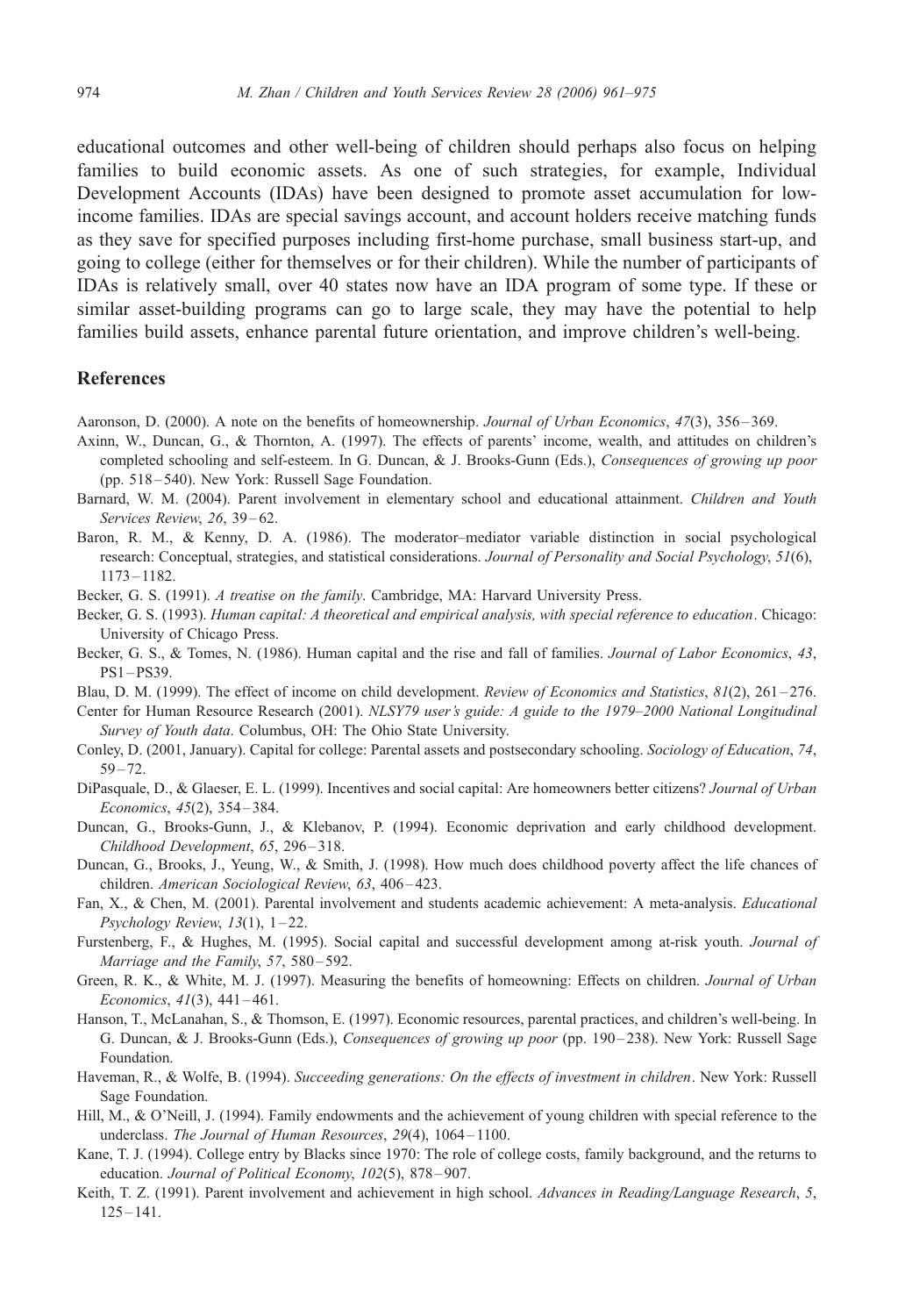educational outcomes and other well-being of children should perhaps also focus on helping families to build economic assets. As one of such strategies, for example, Individual Development Accounts (IDAs) have been designed to promote asset accumulation for low-income families. IDAs are special savings account, and account holders receive matching funds as they save for specified purposes including first-home purchase, small business start-up, and going to college (either for themselves or for their children). While the number of participants of IDAs is relatively small, over 40 states now have an IDA program of some type. If these or similar asset-building programs can go to large scale, they may have the potential to help families build assets, enhance parental future orientation, and improve children's well-being.

## References

Aaronson, D. (2000). A note on the benefits of homeownership. *Journal of Urban Economics*, *47*(3), 356–369.

Axinn, W., Duncan, G., & Thornton, A. (1997). The effects of parents' income, wealth, and attitudes on children's completed schooling and self-esteem. In G. Duncan, & J. Brooks-Gunn (Eds.), *Consequences of growing up poor* (pp. 518–540). New York: Russell Sage Foundation.

Barnard, W. M. (2004). Parent involvement in elementary school and educational attainment. *Children and Youth Services Review*, *26*, 39–62.

Baron, R. M., & Kenny, D. A. (1986). The moderator–mediator variable distinction in social psychological research: Conceptual, strategies, and statistical considerations. *Journal of Personality and Social Psychology*, *51*(6), 1173–1182.

Becker, G. S. (1991). *A treatise on the family*. Cambridge, MA: Harvard University Press.

Becker, G. S. (1993). *Human capital: A theoretical and empirical analysis, with special reference to education*. Chicago: University of Chicago Press.

Becker, G. S., & Tomes, N. (1986). Human capital and the rise and fall of families. *Journal of Labor Economics*, *43*, PS1–PS39.

Blau, D. M. (1999). The effect of income on child development. *Review of Economics and Statistics*, *81*(2), 261–276.

Center for Human Resource Research (2001). *NLSY79 user's guide: A guide to the 1979–2000 National Longitudinal Survey of Youth data*. Columbus, OH: The Ohio State University.

Conley, D. (2001, January). Capital for college: Parental assets and postsecondary schooling. *Sociology of Education*, *74*, 59–72.

DiPasquale, D., & Glaeser, E. L. (1999). Incentives and social capital: Are homeowners better citizens? *Journal of Urban Economics*, *45*(2), 354–384.

Duncan, G., Brooks-Gunn, J., & Klebanov, P. (1994). Economic deprivation and early childhood development. *Childhood Development*, *65*, 296–318.

Duncan, G., Brooks, J., Yeung, W., & Smith, J. (1998). How much does childhood poverty affect the life chances of children. *American Sociological Review*, *63*, 406–423.

Fan, X., & Chen, M. (2001). Parental involvement and students academic achievement: A meta-analysis. *Educational Psychology Review*, *13*(1), 1–22.

Furstenberg, F., & Hughes, M. (1995). Social capital and successful development among at-risk youth. *Journal of Marriage and the Family*, *57*, 580–592.

Green, R. K., & White, M. J. (1997). Measuring the benefits of homeowning: Effects on children. *Journal of Urban Economics*, *41*(3), 441–461.

Hanson, T., McLanahan, S., & Thomson, E. (1997). Economic resources, parental practices, and children's well-being. In G. Duncan, & J. Brooks-Gunn (Eds.), *Consequences of growing up poor* (pp. 190–238). New York: Russell Sage Foundation.

Haveman, R., & Wolfe, B. (1994). *Succeeding generations: On the effects of investment in children*. New York: Russell Sage Foundation.

Hill, M., & O'Neill, J. (1994). Family endowments and the achievement of young children with special reference to the underclass. *The Journal of Human Resources*, *29*(4), 1064–1100.

Kane, T. J. (1994). College entry by Blacks since 1970: The role of college costs, family background, and the returns to education. *Journal of Political Economy*, *102*(5), 878–907.

Keith, T. Z. (1991). Parent involvement and achievement in high school. *Advances in Reading/Language Research*, *5*, 125–141.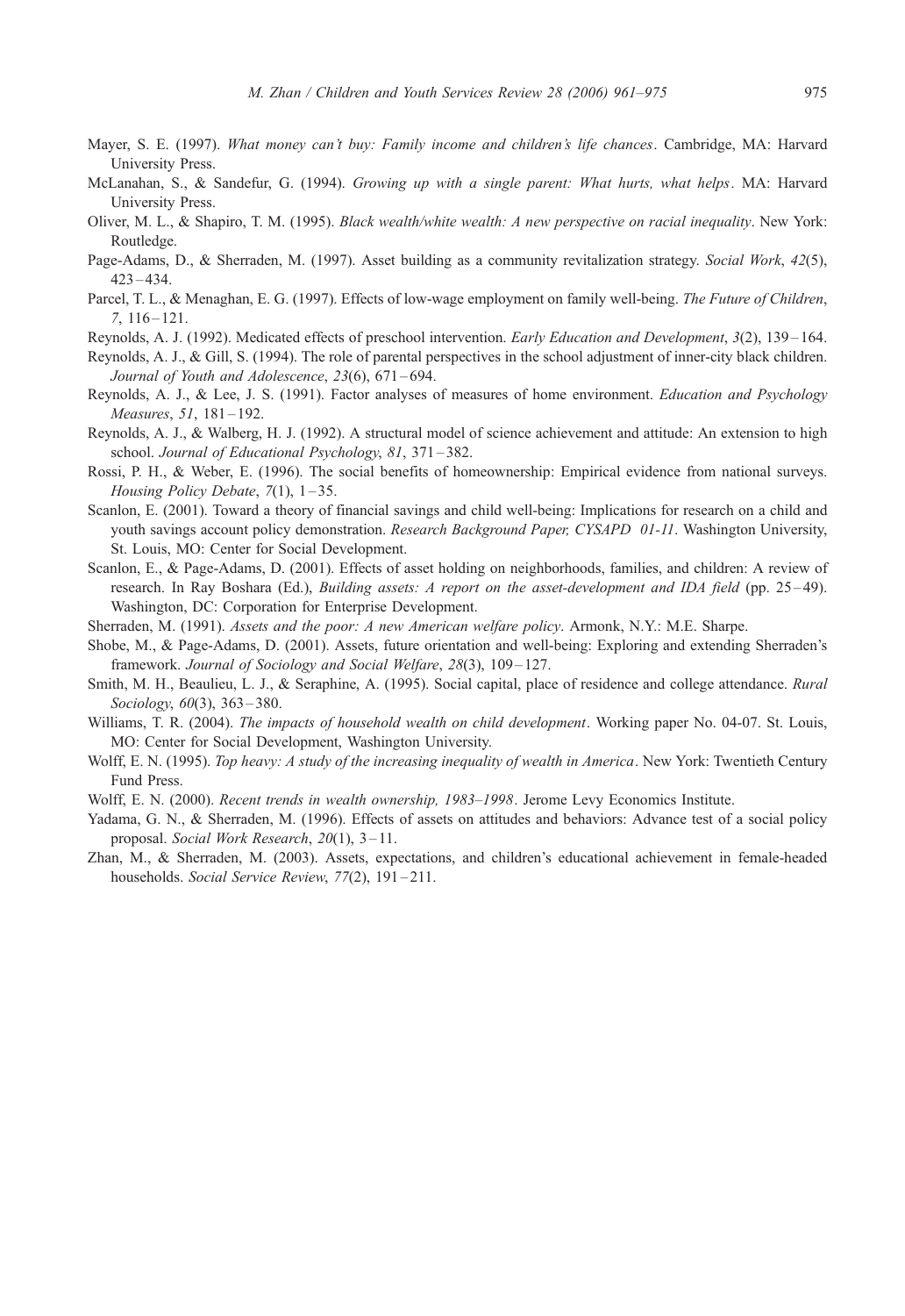Mayer, S. E. (1997). *What money can't buy: Family income and children's life chances*. Cambridge, MA: Harvard University Press.

McLanahan, S., & Sandefur, G. (1994). *Growing up with a single parent: What hurts, what helps*. MA: Harvard University Press.

Oliver, M. L., & Shapiro, T. M. (1995). *Black wealth/white wealth: A new perspective on racial inequality*. New York: Routledge.

Page-Adams, D., & Sherraden, M. (1997). Asset building as a community revitalization strategy. *Social Work*, *42*(5), 423–434.

Parcel, T. L., & Menaghan, E. G. (1997). Effects of low-wage employment on family well-being. *The Future of Children*, *7*, 116–121.

Reynolds, A. J. (1992). Medicated effects of preschool intervention. *Early Education and Development*, *3*(2), 139–164.

Reynolds, A. J., & Gill, S. (1994). The role of parental perspectives in the school adjustment of inner-city black children. *Journal of Youth and Adolescence*, *23*(6), 671–694.

Reynolds, A. J., & Lee, J. S. (1991). Factor analyses of measures of home environment. *Education and Psychology Measures*, *51*, 181–192.

Reynolds, A. J., & Walberg, H. J. (1992). A structural model of science achievement and attitude: An extension to high school. *Journal of Educational Psychology*, *81*, 371–382.

Rossi, P. H., & Weber, E. (1996). The social benefits of homeownership: Empirical evidence from national surveys. *Housing Policy Debate*, *7*(1), 1–35.

Scanlon, E. (2001). Toward a theory of financial savings and child well-being: Implications for research on a child and youth savings account policy demonstration. *Research Background Paper, CYSAPD 01-11*. Washington University, St. Louis, MO: Center for Social Development.

Scanlon, E., & Page-Adams, D. (2001). Effects of asset holding on neighborhoods, families, and children: A review of research. In Ray Boshara (Ed.), *Building assets: A report on the asset-development and IDA field* (pp. 25–49). Washington, DC: Corporation for Enterprise Development.

Sherraden, M. (1991). *Assets and the poor: A new American welfare policy*. Armonk, N.Y.: M.E. Sharpe.

Shobe, M., & Page-Adams, D. (2001). Assets, future orientation and well-being: Exploring and extending Sherraden's framework. *Journal of Sociology and Social Welfare*, *28*(3), 109–127.

Smith, M. H., Beaulieu, L. J., & Seraphine, A. (1995). Social capital, place of residence and college attendance. *Rural Sociology*, *60*(3), 363–380.

Williams, T. R. (2004). *The impacts of household wealth on child development*. Working paper No. 04-07. St. Louis, MO: Center for Social Development, Washington University.

Wolff, E. N. (1995). *Top heavy: A study of the increasing inequality of wealth in America*. New York: Twentieth Century Fund Press.

Wolff, E. N. (2000). *Recent trends in wealth ownership, 1983–1998*. Jerome Levy Economics Institute.

Yadama, G. N., & Sherraden, M. (1996). Effects of assets on attitudes and behaviors: Advance test of a social policy proposal. *Social Work Research*, *20*(1), 3–11.

Zhan, M., & Sherraden, M. (2003). Assets, expectations, and children's educational achievement in female-headed households. *Social Service Review*, *77*(2), 191–211.